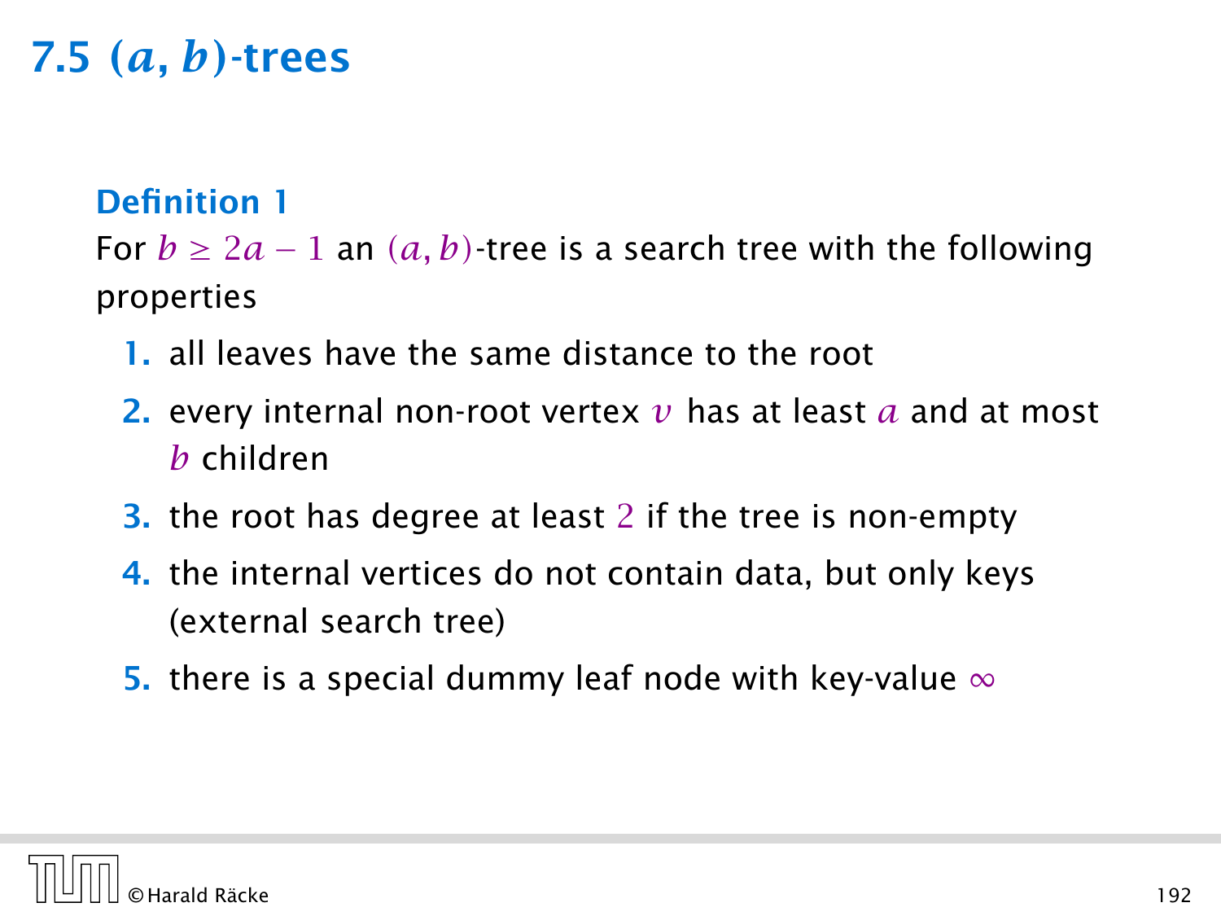# 7.5 $(a, b)$-trees

**Definition 1**

For $b \geq 2a - 1$ an $(a, b)$-tree is a search tree with the following properties

1. all leaves have the same distance to the root
2. every internal non-root vertex $v$ has at least $a$ and at most $b$ children
3. the root has degree at least $2$ if the tree is non-empty
4. the internal vertices do not contain data, but only keys (external search tree)
5. there is a special dummy leaf node with key-value $\infty$

© Harald Räcke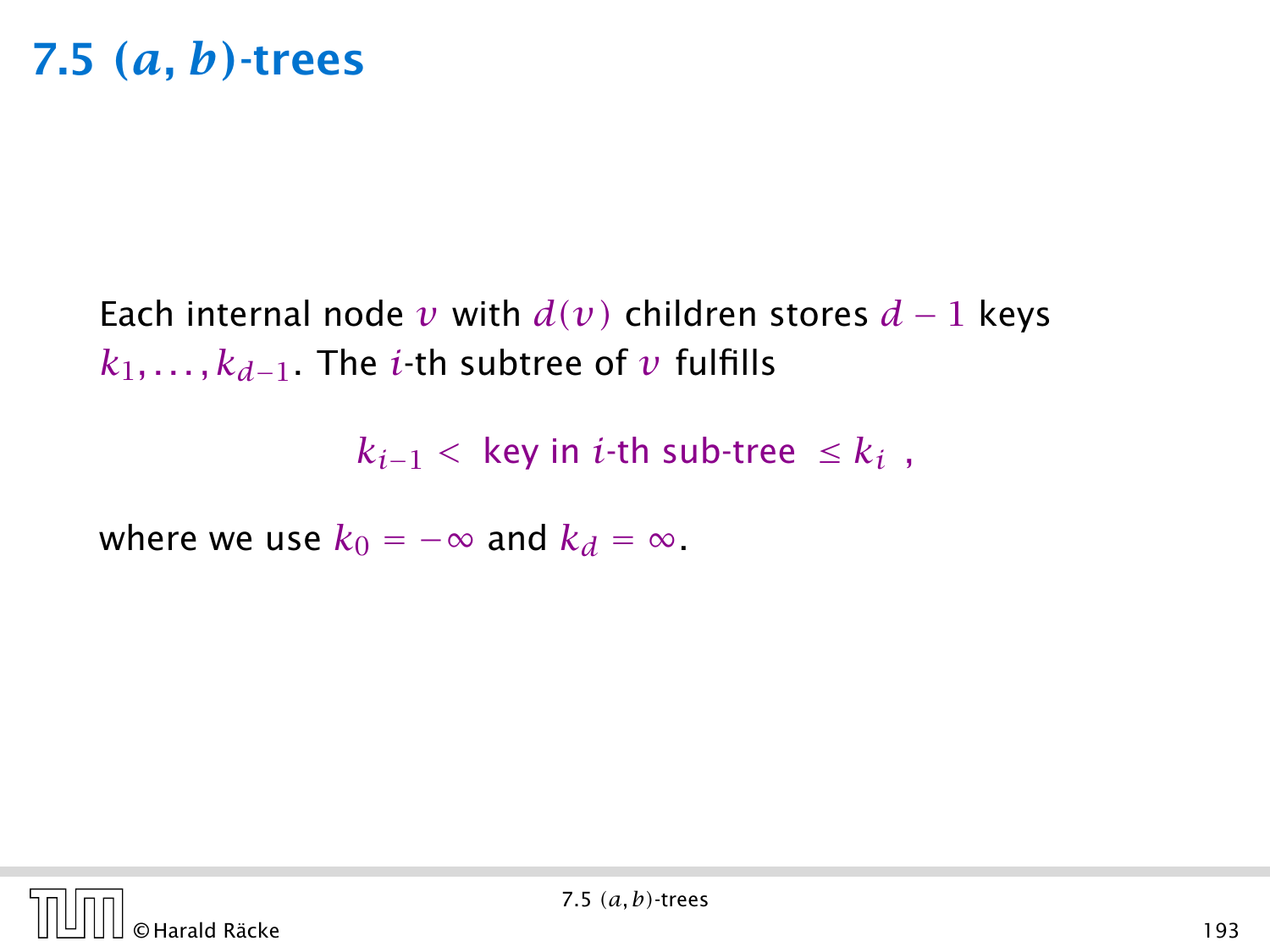# 7.5 $(a, b)$-trees

Each internal node $v$ with $d(v)$ children stores $d - 1$ keys $k_1, \dots, k_{d-1}$. The $i$-th subtree of $v$ fulfills

$$k_{i-1} < \text{ key in } i\text{-th sub-tree } \leq k_i \enspace ,$$

where we use $k_0 = -\infty$ and $k_d = \infty$.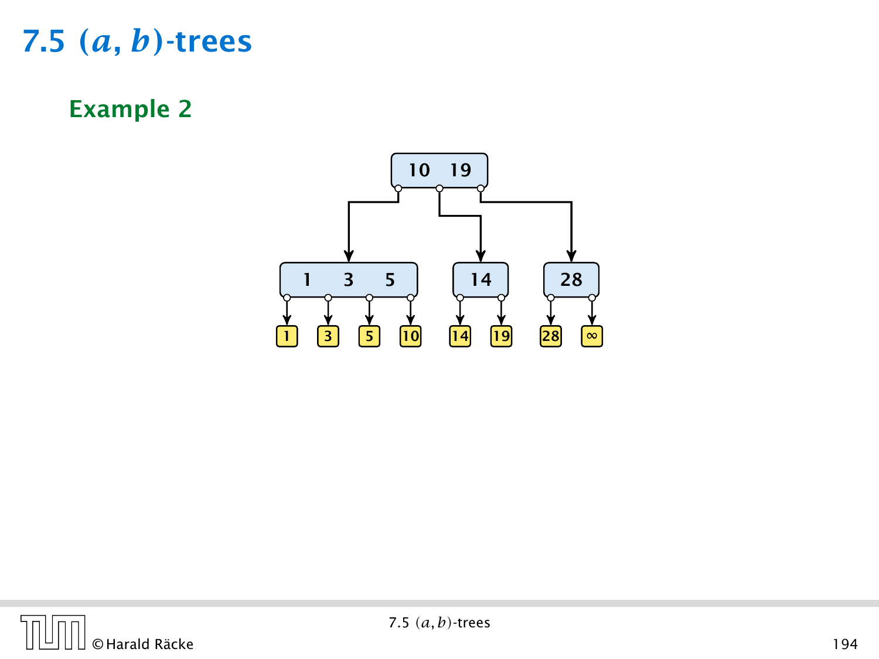# 7.5 $(a, b)$-trees

## Example 2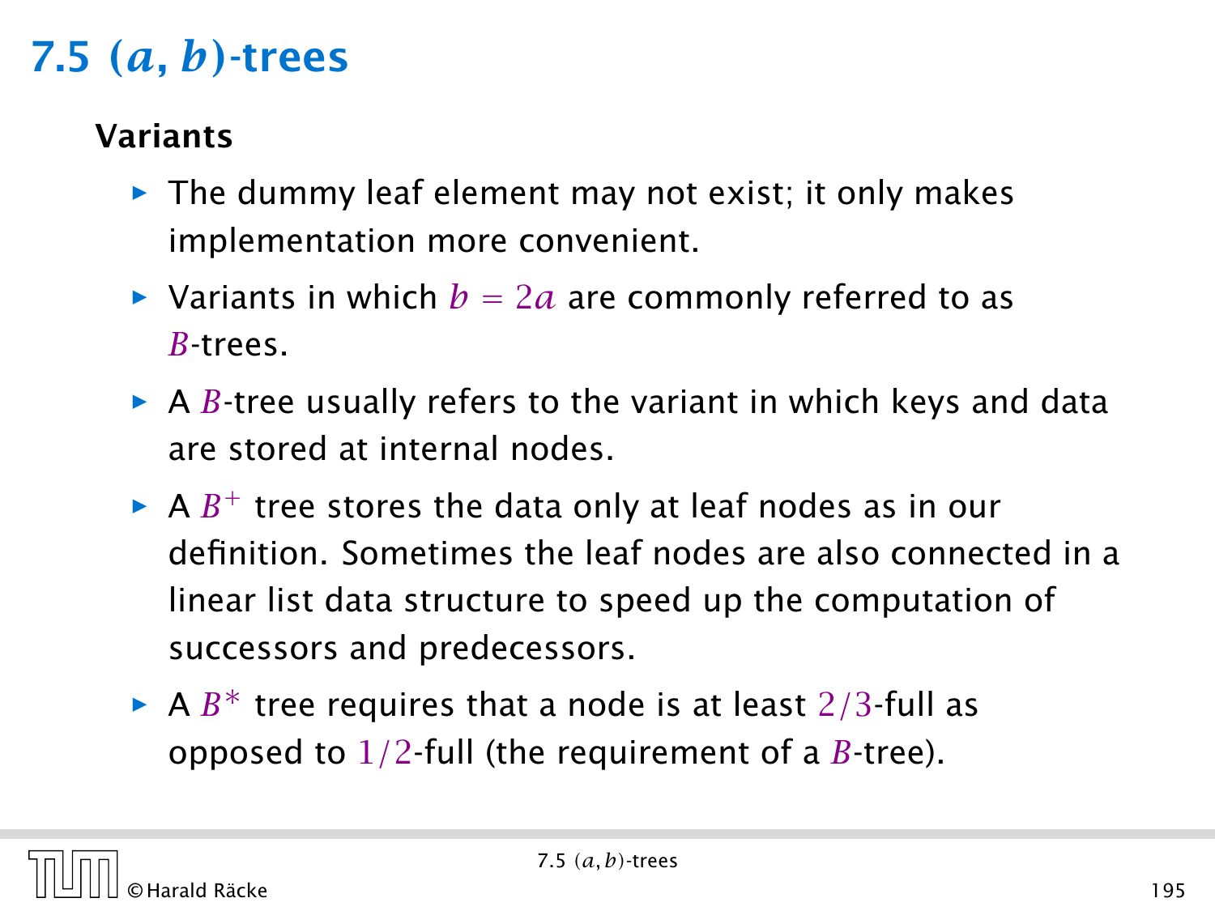# 7.5 $(a, b)$-trees

### Variants

- The dummy leaf element may not exist; it only makes implementation more convenient.
- Variants in which $b = 2a$ are commonly referred to as $B$-trees.
- A $B$-tree usually refers to the variant in which keys and data are stored at internal nodes.
- A $B^+$ tree stores the data only at leaf nodes as in our definition. Sometimes the leaf nodes are also connected in a linear list data structure to speed up the computation of successors and predecessors.
- A $B^*$ tree requires that a node is at least $2/3$-full as opposed to $1/2$-full (the requirement of a $B$-tree).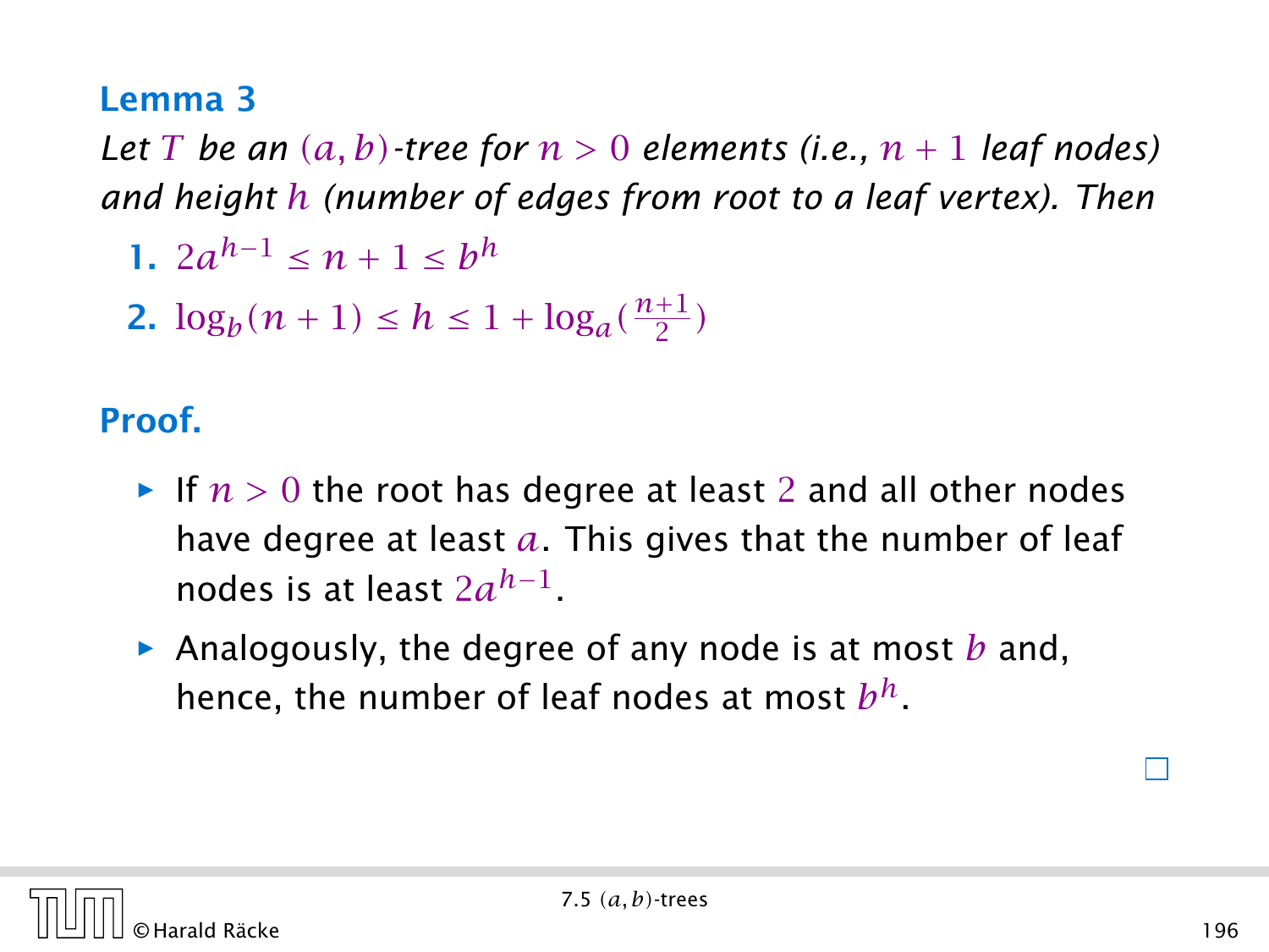### Lemma 3

*Let $T$ be an $(a, b)$-tree for $n > 0$ elements (i.e., $n + 1$ leaf nodes) and height $h$ (number of edges from root to a leaf vertex). Then*

1. $2a^{h-1} \leq n + 1 \leq b^h$
2. $\log_b(n + 1) \leq h \leq 1 + \log_a(\frac{n+1}{2})$

### Proof.

- If $n > 0$ the root has degree at least $2$ and all other nodes have degree at least $a$. This gives that the number of leaf nodes is at least $2a^{h-1}$.
- Analogously, the degree of any node is at most $b$ and, hence, the number of leaf nodes at most $b^h$.

□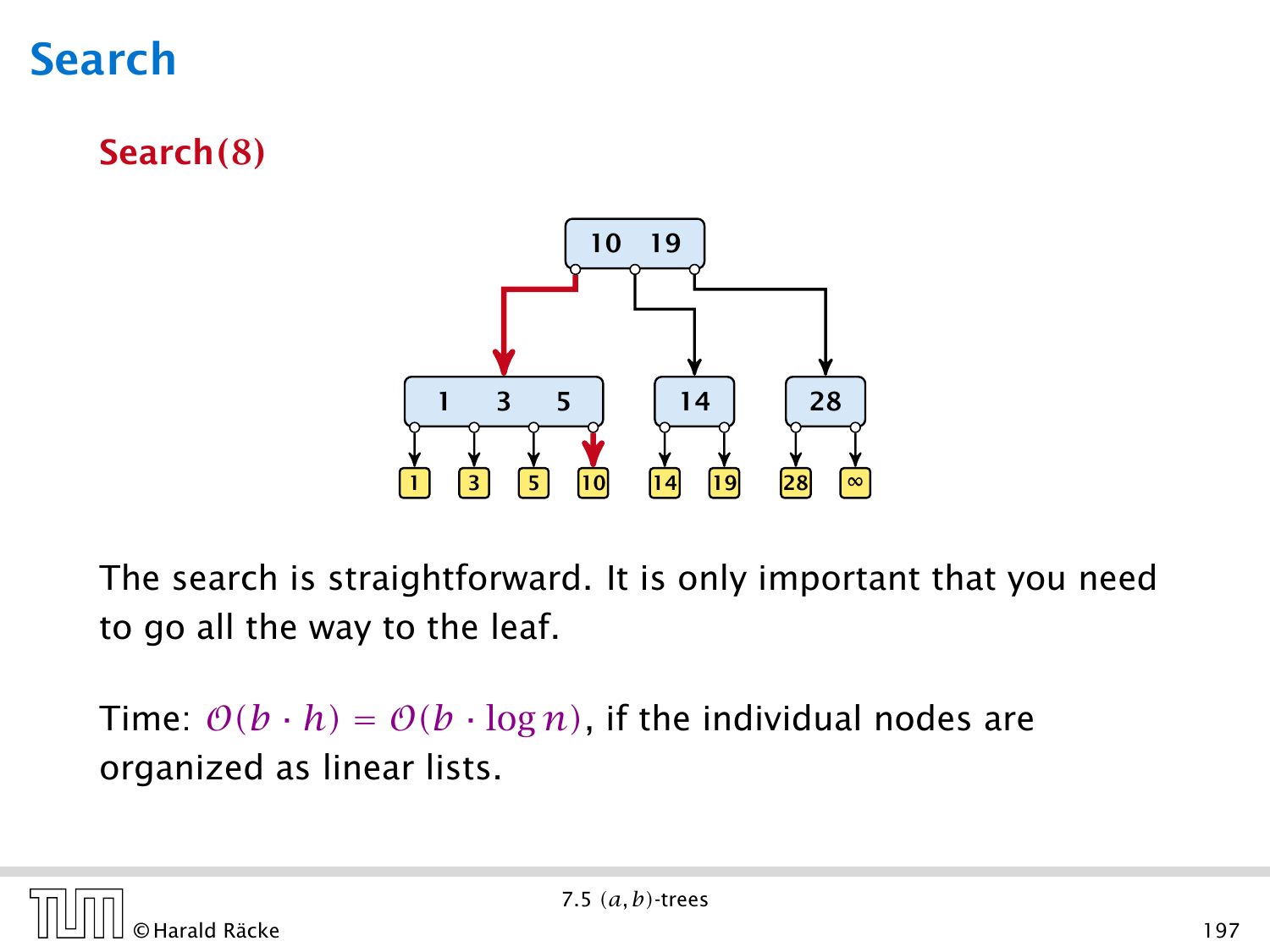# Search

**Search(8)**

The search is straightforward. It is only important that you need to go all the way to the leaf.

Time: $\mathcal{O}(b \cdot h) = \mathcal{O}(b \cdot \log n)$, if the individual nodes are organized as linear lists.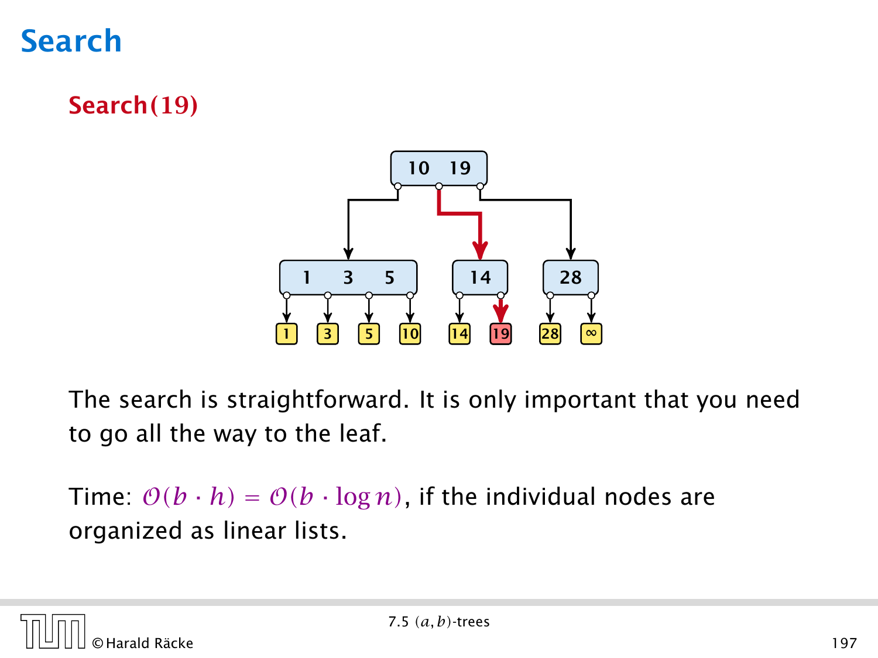# Search

**Search(19)**

The search is straightforward. It is only important that you need to go all the way to the leaf.

Time: $\mathcal{O}(b \cdot h) = \mathcal{O}(b \cdot \log n)$, if the individual nodes are organized as linear lists.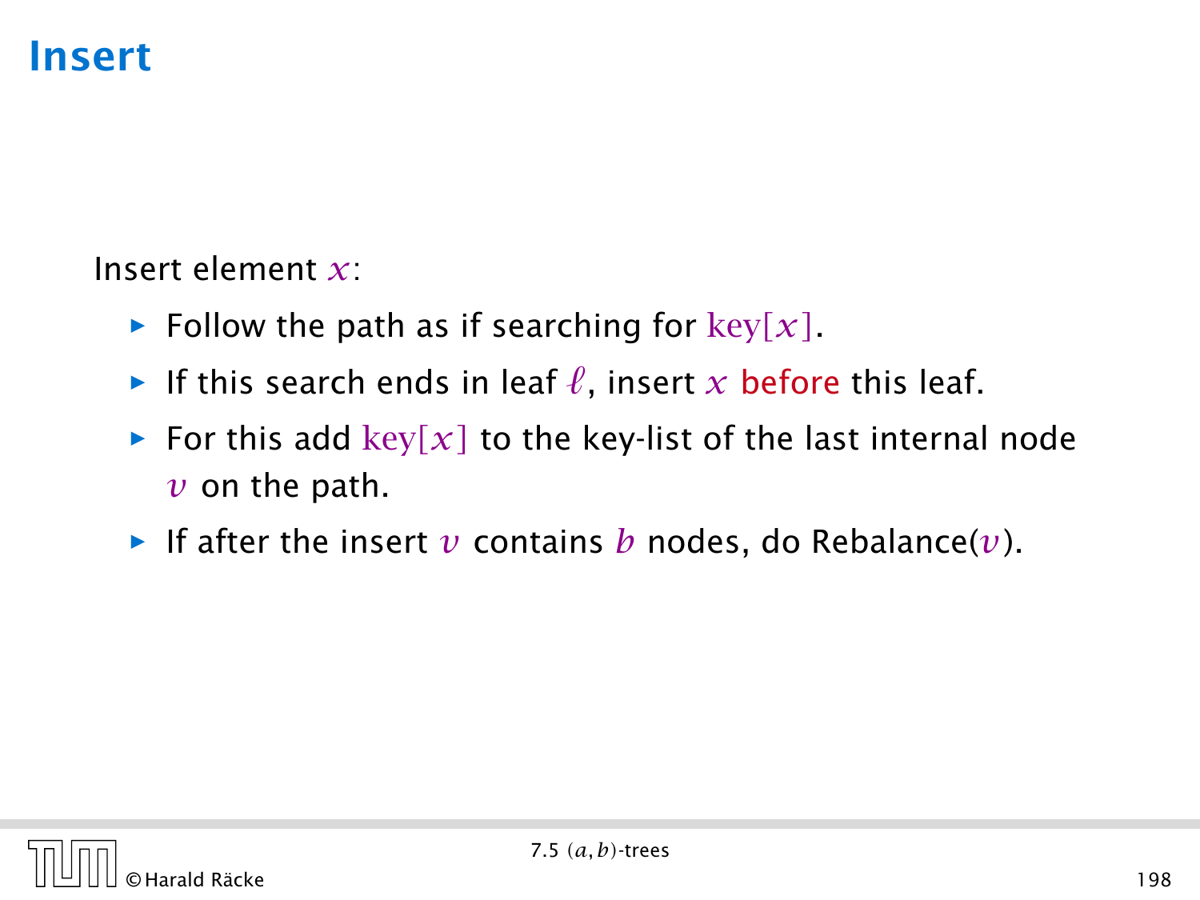# Insert

Insert element $x$:

- Follow the path as if searching for $\text{key}[x]$.
- If this search ends in leaf $\ell$, insert $x$ before this leaf.
- For this add $\text{key}[x]$ to the key-list of the last internal node $v$ on the path.
- If after the insert $v$ contains $b$ nodes, do Rebalance($v$).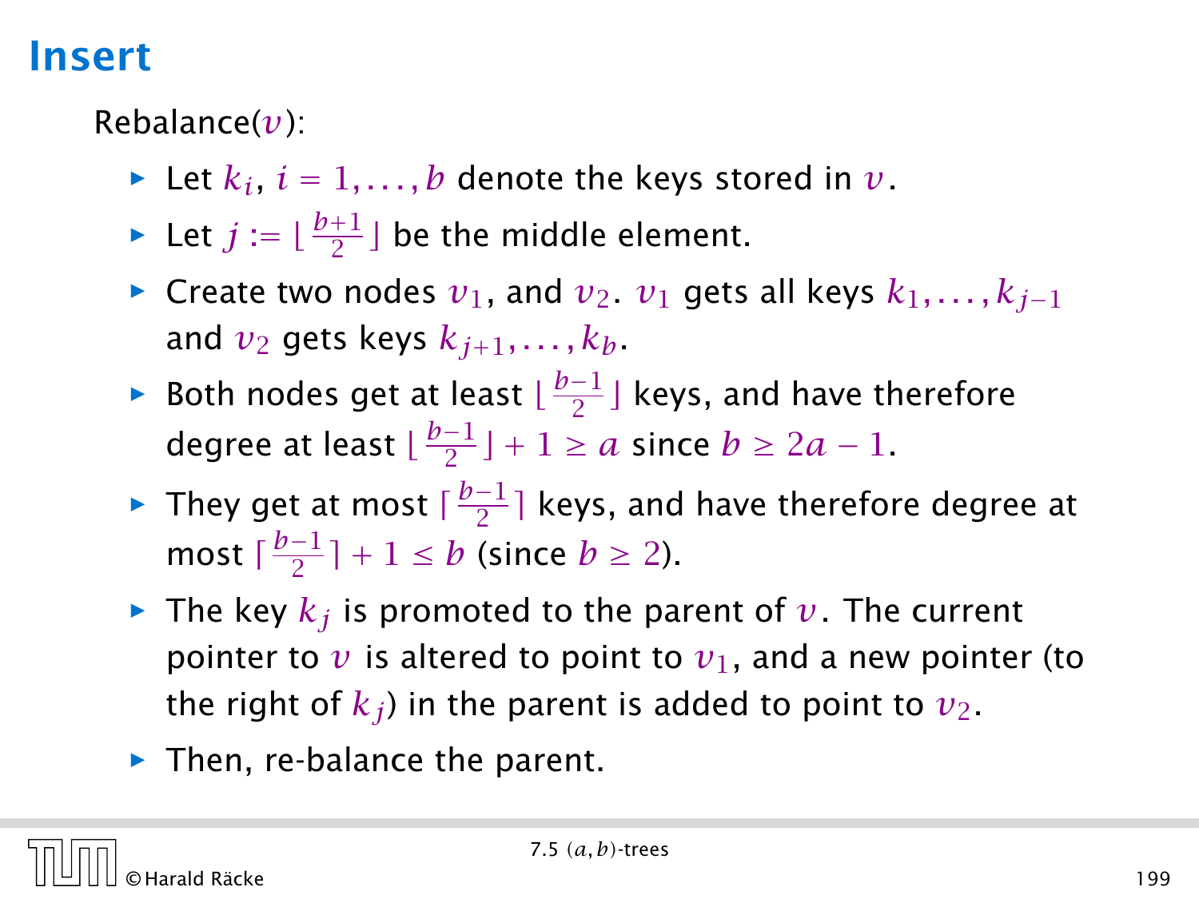# Insert

Rebalance($v$):

- Let $k_i$, $i = 1, \dots, b$ denote the keys stored in $v$.
- Let $j := \lfloor \frac{b+1}{2} \rfloor$ be the middle element.
- Create two nodes $v_1$, and $v_2$. $v_1$ gets all keys $k_1, \dots, k_{j-1}$ and $v_2$ gets keys $k_{j+1}, \dots, k_b$.
- Both nodes get at least $\lfloor \frac{b-1}{2} \rfloor$ keys, and have therefore degree at least $\lfloor \frac{b-1}{2} \rfloor + 1 \geq a$ since $b \geq 2a - 1$.
- They get at most $\lceil \frac{b-1}{2} \rceil$ keys, and have therefore degree at most $\lceil \frac{b-1}{2} \rceil + 1 \leq b$ (since $b \geq 2$).
- The key $k_j$ is promoted to the parent of $v$. The current pointer to $v$ is altered to point to $v_1$, and a new pointer (to the right of $k_j$) in the parent is added to point to $v_2$.
- Then, re-balance the parent.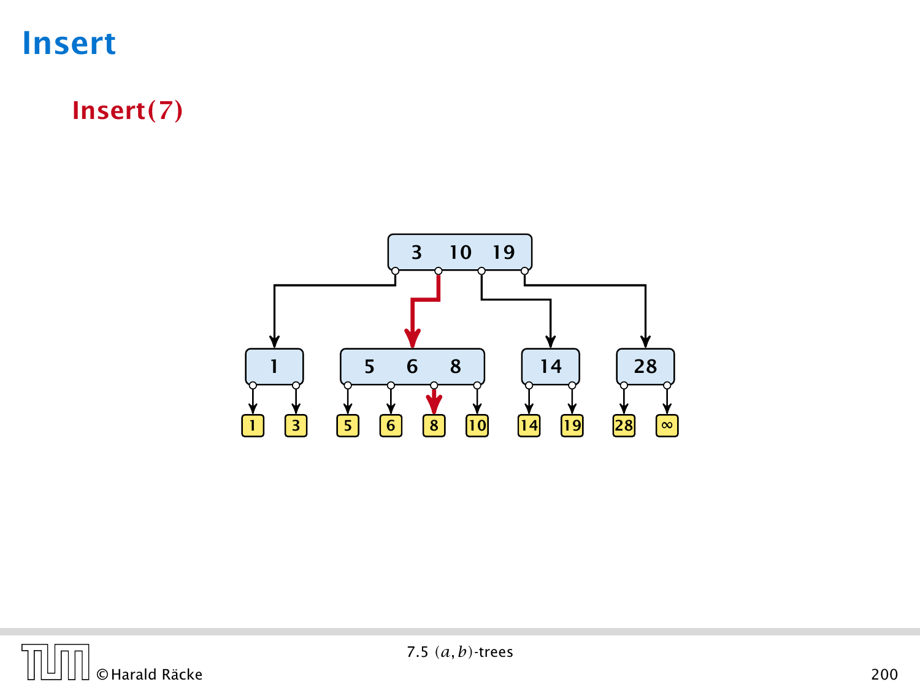# Insert

**Insert(7)**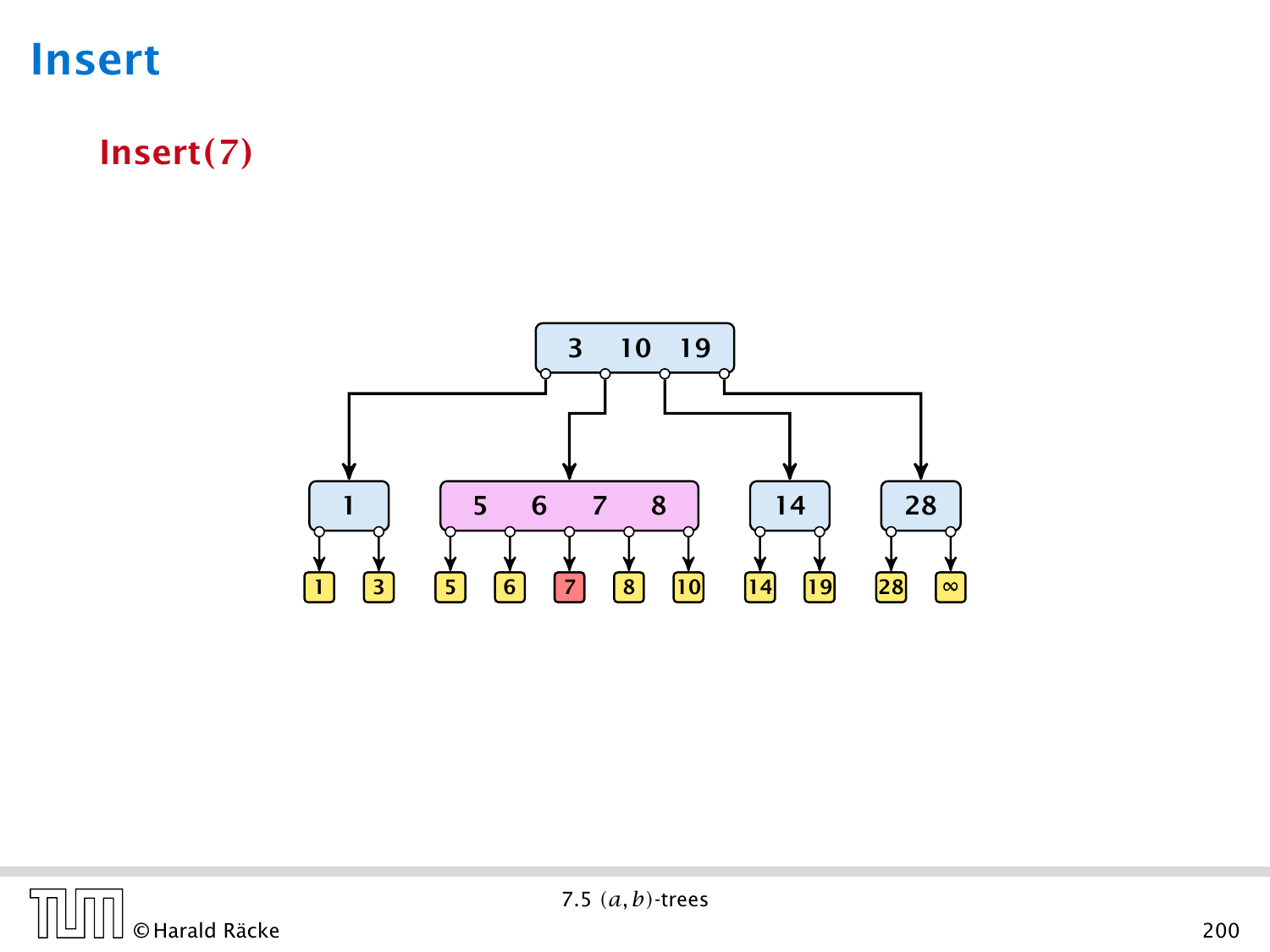# Insert

**Insert(7)**

```
              [ 3 | 10 | 19 ]
        /        |        \         \
     [ 1 ]  [ 5 | 6 | 7 | 8 ]  [ 14 ]  [ 28 ]
     /   \   /  |   |   |   \   /  \    /   \
    1    3  5   6   7   8   10 14  19  28    ∞
```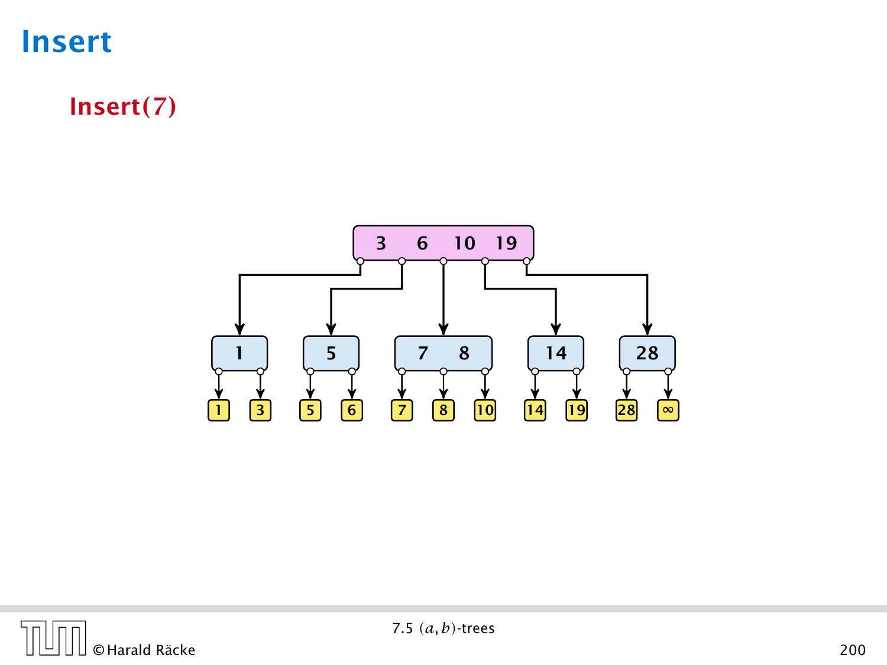# Insert

**Insert(7)**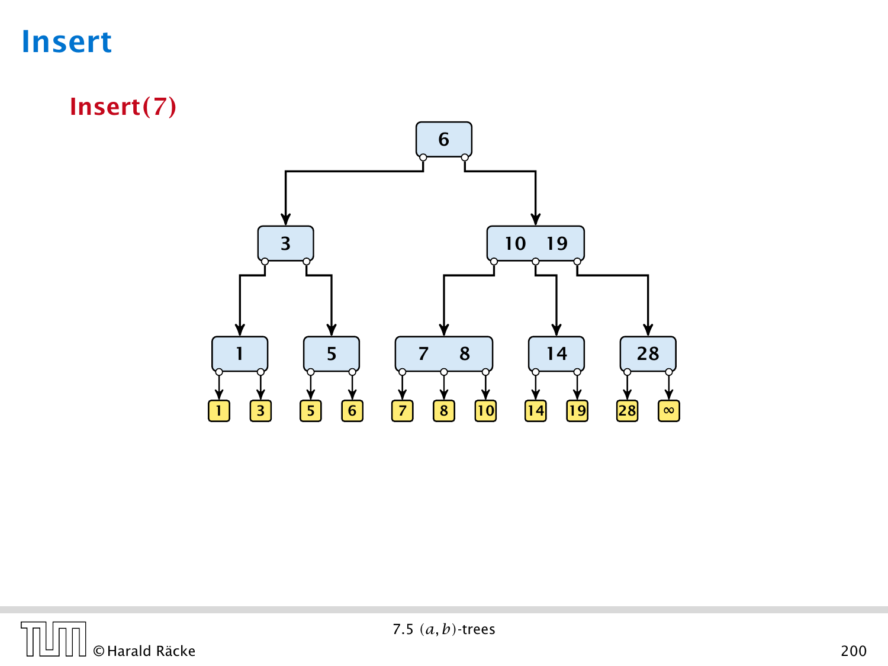# Insert

**Insert(7)**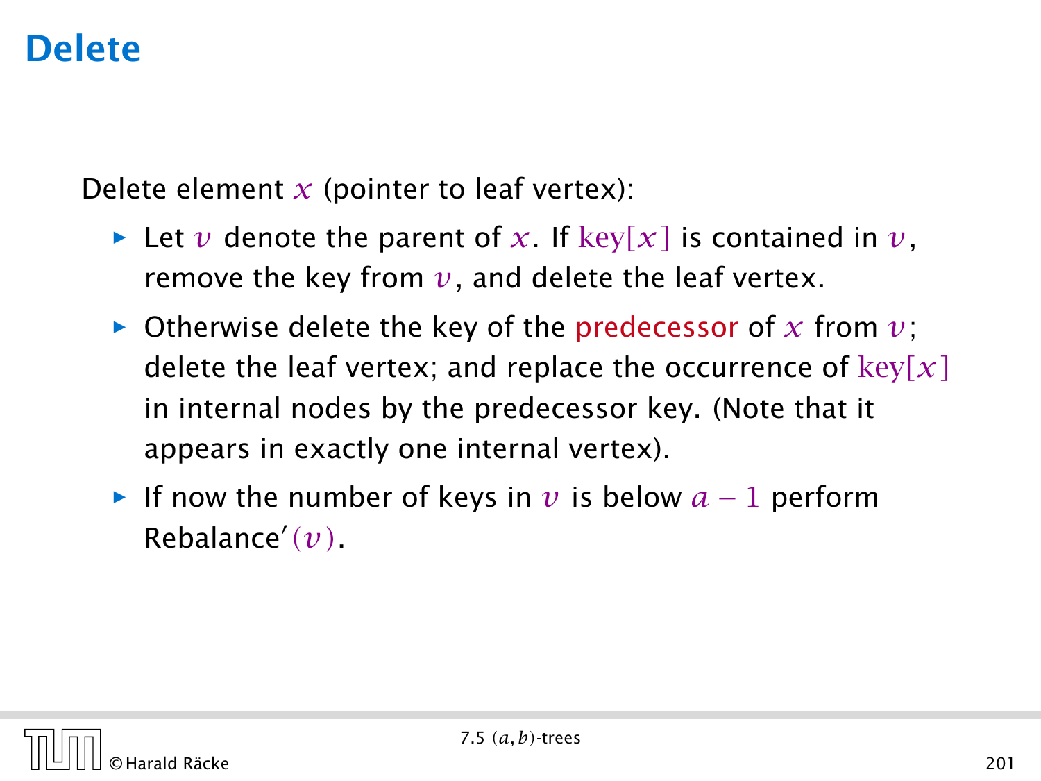# Delete

Delete element $x$ (pointer to leaf vertex):

- Let $v$ denote the parent of $x$. If $\text{key}[x]$ is contained in $v$, remove the key from $v$, and delete the leaf vertex.
- Otherwise delete the key of the predecessor of $x$ from $v$; delete the leaf vertex; and replace the occurrence of $\text{key}[x]$ in internal nodes by the predecessor key. (Note that it appears in exactly one internal vertex).
- If now the number of keys in $v$ is below $a - 1$ perform Rebalance′$(v)$.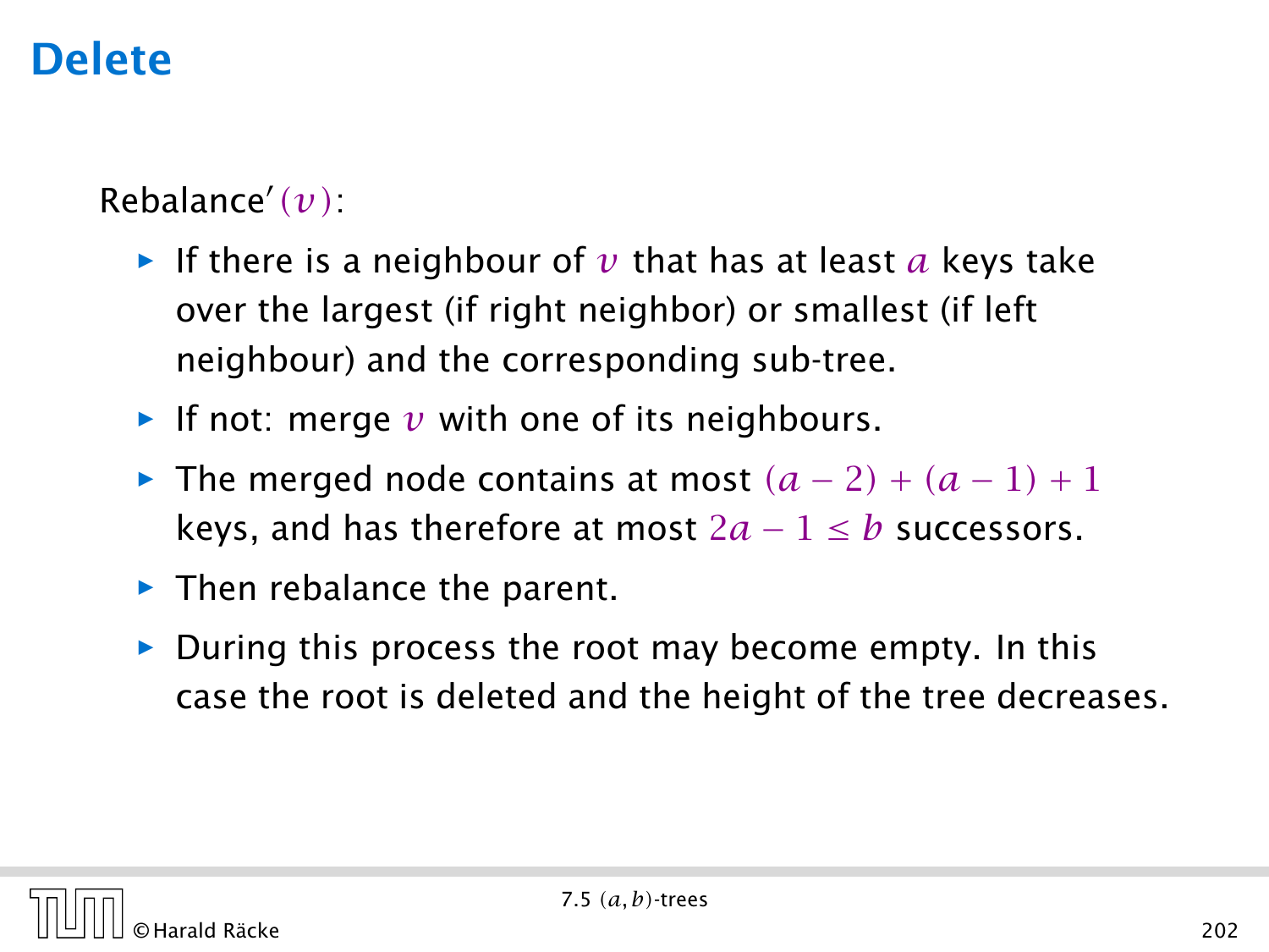# Delete

Rebalance′$(v)$:

- If there is a neighbour of $v$ that has at least $a$ keys take over the largest (if right neighbor) or smallest (if left neighbour) and the corresponding sub-tree.
- If not: merge $v$ with one of its neighbours.
- The merged node contains at most $(a-2)+(a-1)+1$ keys, and has therefore at most $2a-1 \leq b$ successors.
- Then rebalance the parent.
- During this process the root may become empty. In this case the root is deleted and the height of the tree decreases.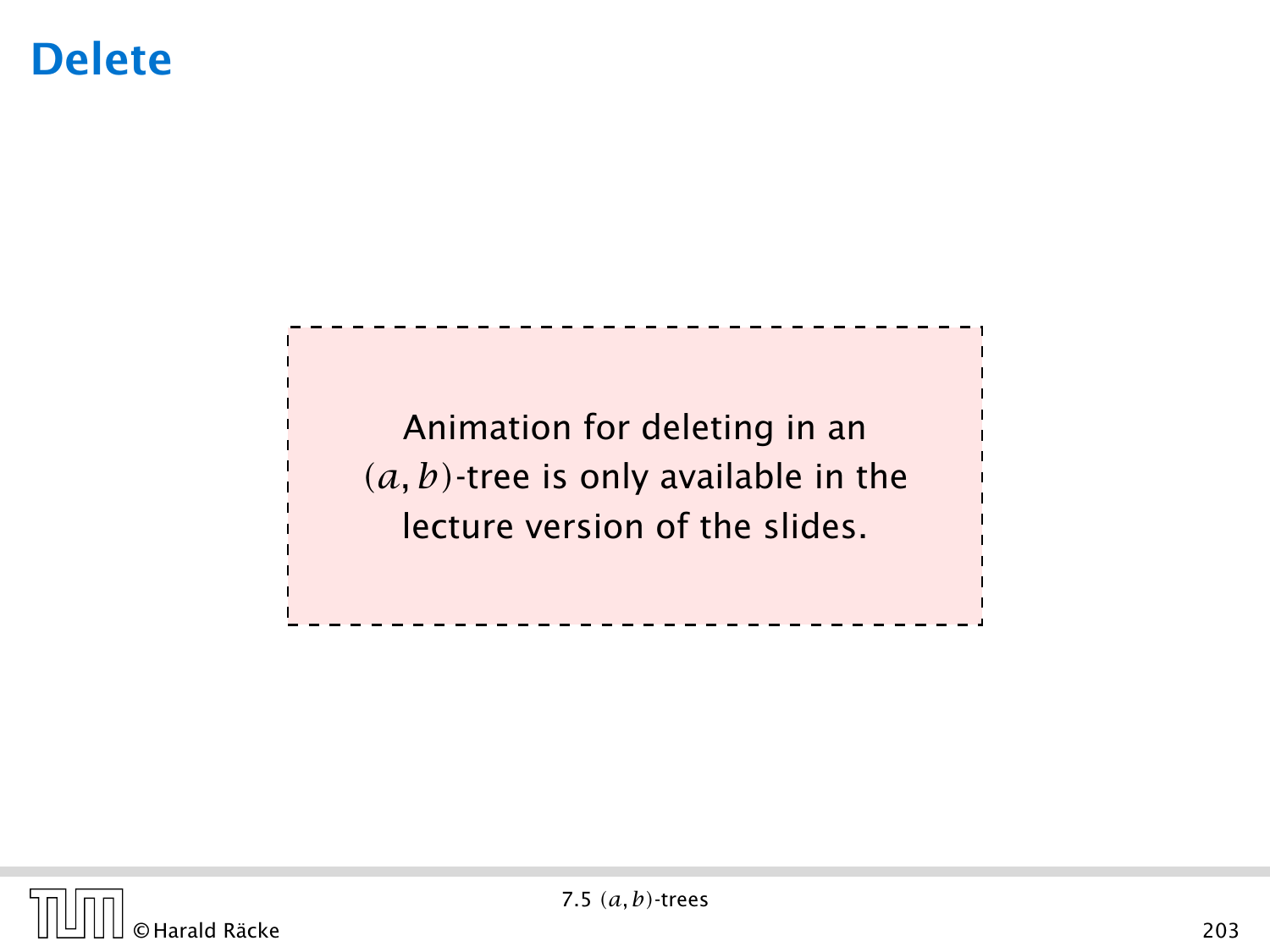# Delete

Animation for deleting in an $(a,b)$-tree is only available in the lecture version of the slides.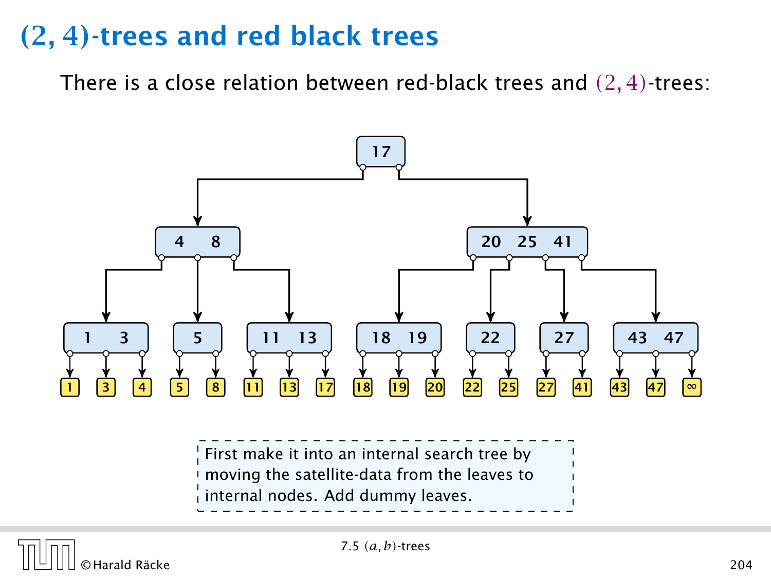# $(2,4)$-trees and red black trees

There is a close relation between red-black trees and $(2,4)$-trees:

First make it into an internal search tree by moving the satellite-data from the leaves to internal nodes. Add dummy leaves.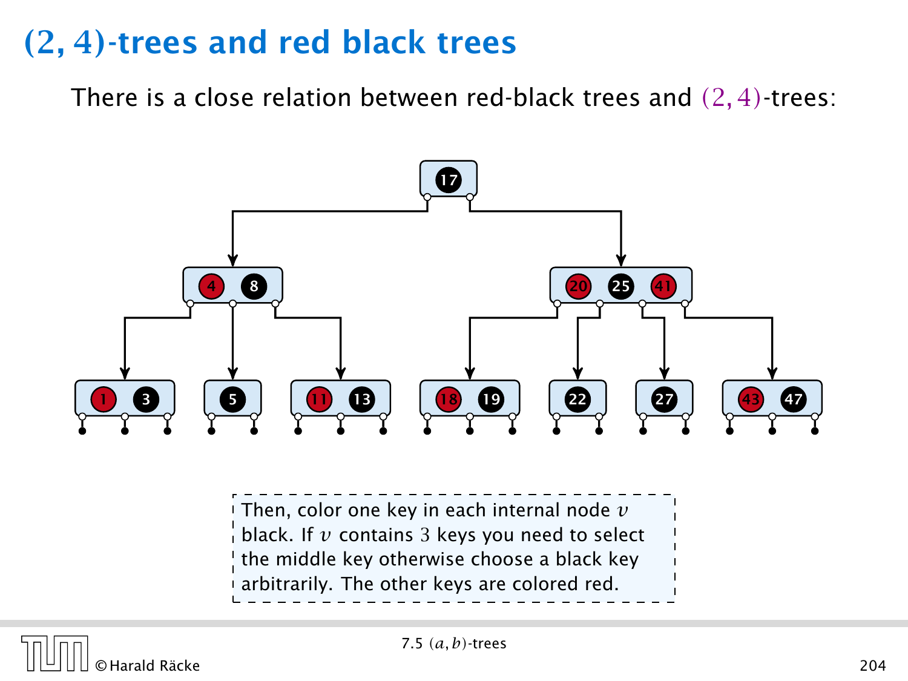# $(2,4)$-trees and red black trees

There is a close relation between red-black trees and $(2,4)$-trees:

Then, color one key in each internal node $v$ black. If $v$ contains $3$ keys you need to select the middle key otherwise choose a black key arbitrarily. The other keys are colored red.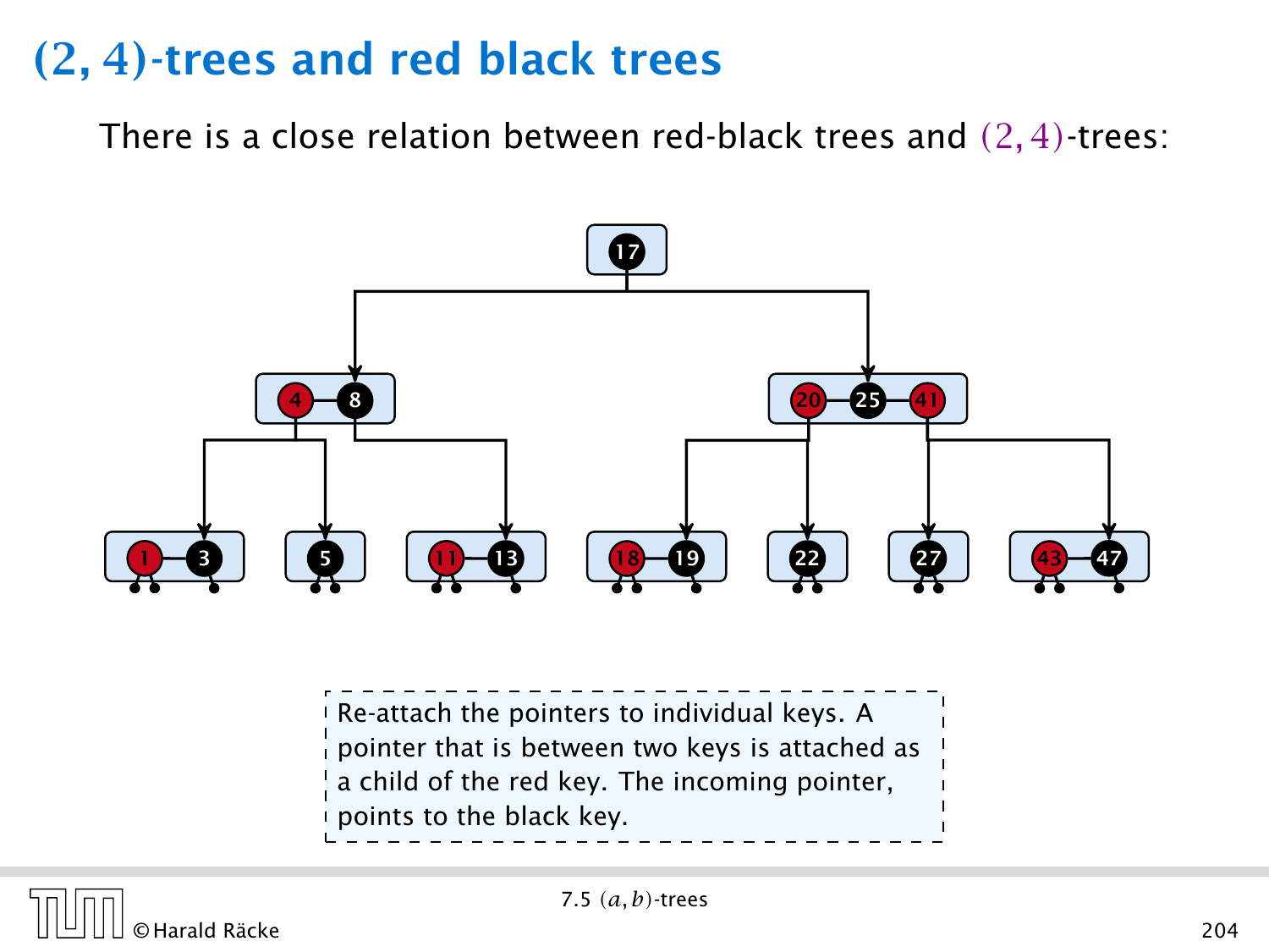# $(2, 4)$-trees and red black trees

There is a close relation between red-black trees and $(2, 4)$-trees:

Re-attach the pointers to individual keys. A pointer that is between two keys is attached as a child of the red key. The incoming pointer, points to the black key.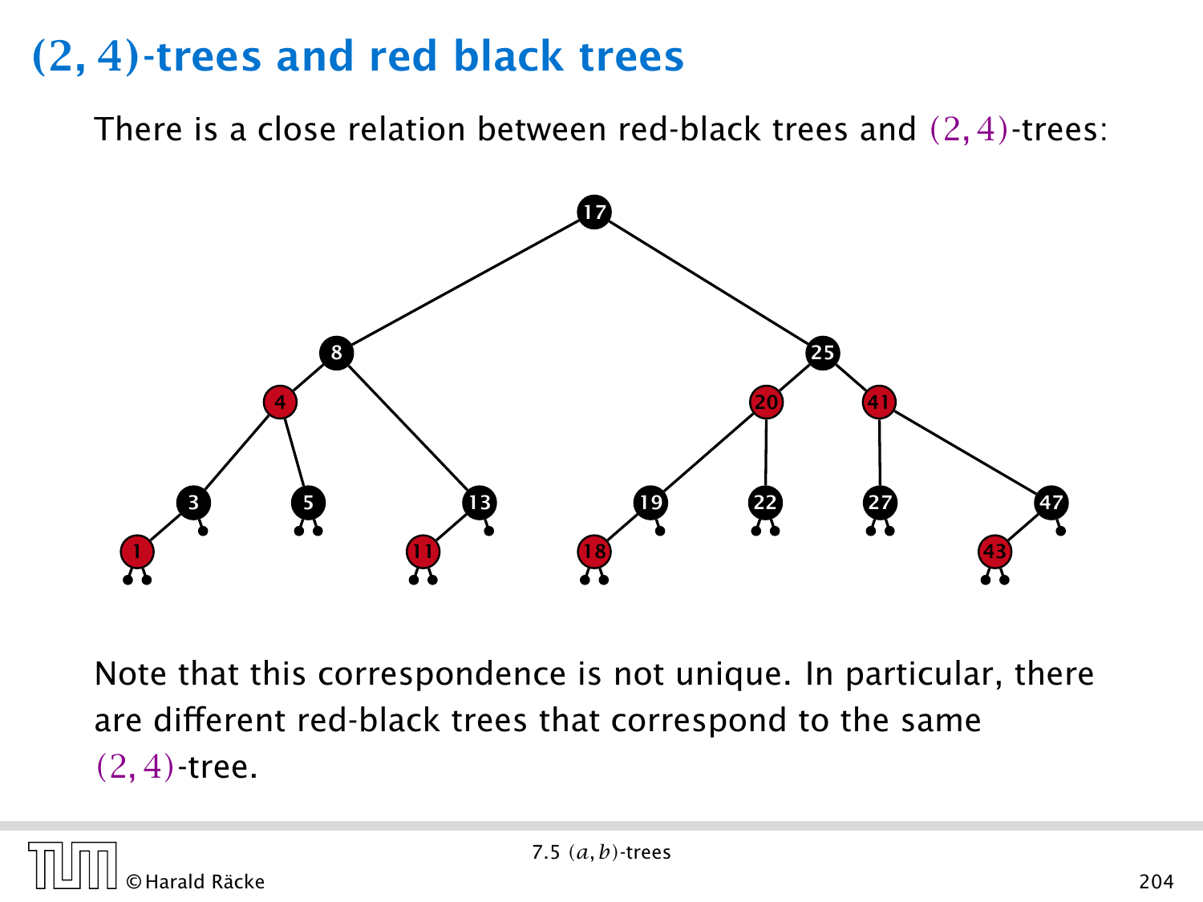# $(2,4)$-trees and red black trees

There is a close relation between red-black trees and $(2,4)$-trees:

Note that this correspondence is not unique. In particular, there are different red-black trees that correspond to the same $(2,4)$-tree.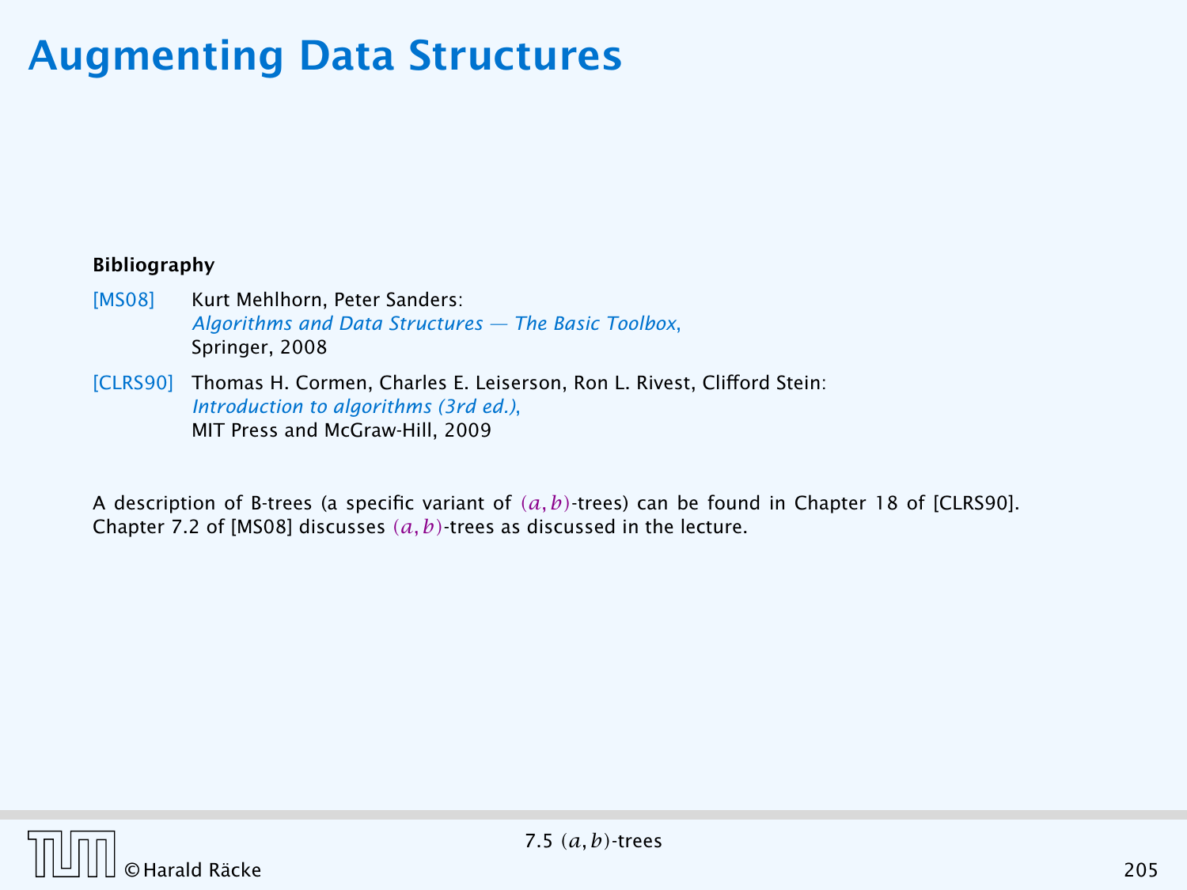# Augmenting Data Structures

**Bibliography**

[MS08] Kurt Mehlhorn, Peter Sanders:
*Algorithms and Data Structures — The Basic Toolbox*,
Springer, 2008

[CLRS90] Thomas H. Cormen, Charles E. Leiserson, Ron L. Rivest, Clifford Stein:
*Introduction to algorithms (3rd ed.)*,
MIT Press and McGraw-Hill, 2009

A description of B-trees (a specific variant of $(a,b)$-trees) can be found in Chapter 18 of [CLRS90]. Chapter 7.2 of [MS08] discusses $(a,b)$-trees as discussed in the lecture.